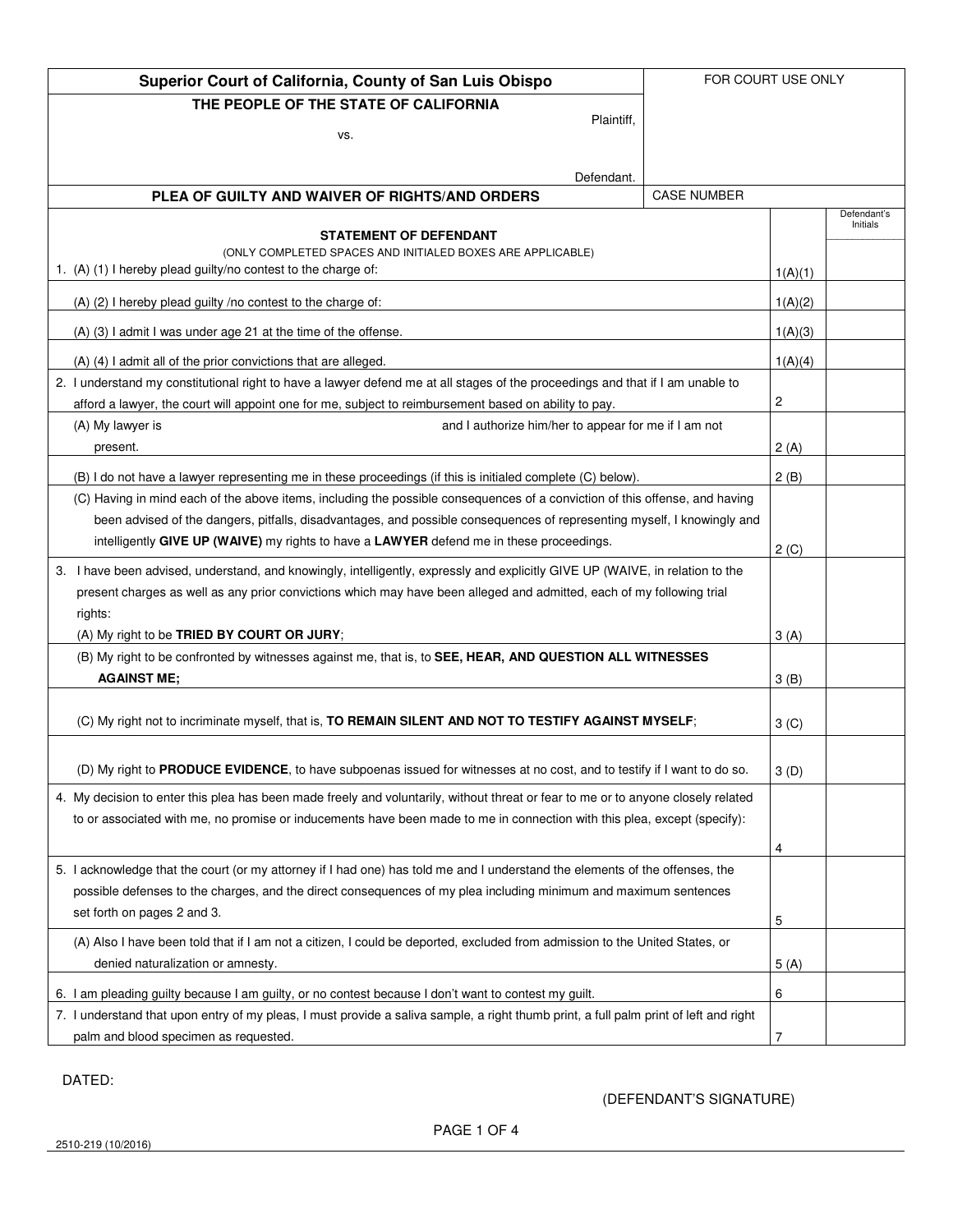**Superior Court of California, County of San Luis Obispo**

FOR COURT USE ONLY

**THE PEOPLE OF THE STATE OF CALIFORNIA**

Plaintiff,

vs.

Defendant.

**PLEA OF GUILTY AND WAIVER OF RIGHTS/AND ORDERS**

CASE NUMBER

## STATEMENT OF DEFENDANT

(ONLY COMPLETED SPACES AND INITIALED BOXES ARE APPLICABLE)

| Statement | | Defendant's Initials |
|---|---|---|
| 1. (A) (1) I hereby plead guilty/no contest to the charge of: | 1(A)(1) | |
| (A) (2) I hereby plead guilty /no contest to the charge of: | 1(A)(2) | |
| (A) (3) I admit I was under age 21 at the time of the offense. | 1(A)(3) | |
| (A) (4) I admit all of the prior convictions that are alleged. | 1(A)(4) | |
| 2. I understand my constitutional right to have a lawyer defend me at all stages of the proceedings and that if I am unable to afford a lawyer, the court will appoint one for me, subject to reimbursement based on ability to pay. | 2 | |
| (A) My lawyer is and I authorize him/her to appear for me if I am not present. | 2 (A) | |
| (B) I do not have a lawyer representing me in these proceedings (if this is initialed complete (C) below). | 2 (B) | |
| (C) Having in mind each of the above items, including the possible consequences of a conviction of this offense, and having been advised of the dangers, pitfalls, disadvantages, and possible consequences of representing myself, I knowingly and intelligently **GIVE UP (WAIVE)** my rights to have a **LAWYER** defend me in these proceedings. | 2 (C) | |
| 3. I have been advised, understand, and knowingly, intelligently, expressly and explicitly GIVE UP (WAIVE, in relation to the present charges as well as any prior convictions which may have been alleged and admitted, each of my following trial rights: (A) My right to be **TRIED BY COURT OR JURY**; | 3 (A) | |
| (B) My right to be confronted by witnesses against me, that is, to **SEE, HEAR, AND QUESTION ALL WITNESSES AGAINST ME;** | 3 (B) | |
| (C) My right not to incriminate myself, that is, **TO REMAIN SILENT AND NOT TO TESTIFY AGAINST MYSELF**; | 3 (C) | |
| (D) My right to **PRODUCE EVIDENCE**, to have subpoenas issued for witnesses at no cost, and to testify if I want to do so. | 3 (D) | |
| 4. My decision to enter this plea has been made freely and voluntarily, without threat or fear to me or to anyone closely related to or associated with me, no promise or inducements have been made to me in connection with this plea, except (specify): | 4 | |
| 5. I acknowledge that the court (or my attorney if I had one) has told me and I understand the elements of the offenses, the possible defenses to the charges, and the direct consequences of my plea including minimum and maximum sentences set forth on pages 2 and 3. | 5 | |
| (A) Also I have been told that if I am not a citizen, I could be deported, excluded from admission to the United States, or denied naturalization or amnesty. | 5 (A) | |
| 6. I am pleading guilty because I am guilty, or no contest because I don't want to contest my guilt. | 6 | |
| 7. I understand that upon entry of my pleas, I must provide a saliva sample, a right thumb print, a full palm print of left and right palm and blood specimen as requested. | 7 | |

DATED:

(DEFENDANT'S SIGNATURE)

2510-219 (10/2016)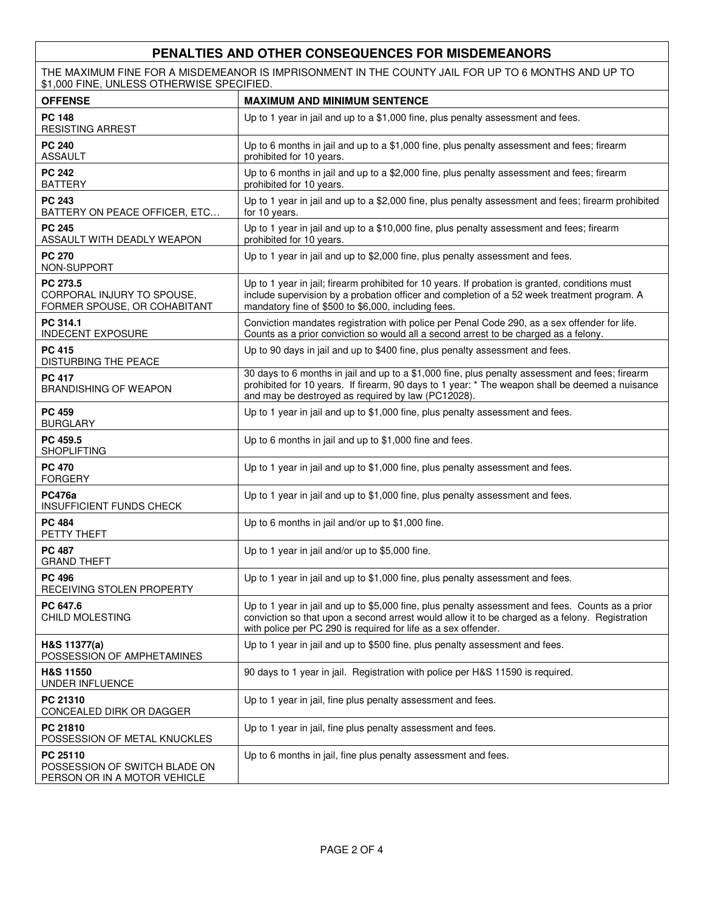## PENALTIES AND OTHER CONSEQUENCES FOR MISDEMEANORS

THE MAXIMUM FINE FOR A MISDEMEANOR IS IMPRISONMENT IN THE COUNTY JAIL FOR UP TO 6 MONTHS AND UP TO $1,000 FINE, UNLESS OTHERWISE SPECIFIED.

| OFFENSE | MAXIMUM AND MINIMUM SENTENCE |
|---|---|
| **PC 148**<br>RESISTING ARREST | Up to 1 year in jail and up to a $1,000 fine, plus penalty assessment and fees. |
| **PC 240**<br>ASSAULT | Up to 6 months in jail and up to a $1,000 fine, plus penalty assessment and fees; firearm prohibited for 10 years. |
| **PC 242**<br>BATTERY | Up to 6 months in jail and up to a $2,000 fine, plus penalty assessment and fees; firearm prohibited for 10 years. |
| **PC 243**<br>BATTERY ON PEACE OFFICER, ETC… | Up to 1 year in jail and up to a $2,000 fine, plus penalty assessment and fees; firearm prohibited for 10 years. |
| **PC 245**<br>ASSAULT WITH DEADLY WEAPON | Up to 1 year in jail and up to a $10,000 fine, plus penalty assessment and fees; firearm prohibited for 10 years. |
| **PC 270**<br>NON-SUPPORT | Up to 1 year in jail and up to $2,000 fine, plus penalty assessment and fees. |
| **PC 273.5**<br>CORPORAL INJURY TO SPOUSE, FORMER SPOUSE, OR COHABITANT | Up to 1 year in jail; firearm prohibited for 10 years. If probation is granted, conditions must include supervision by a probation officer and completion of a 52 week treatment program. A mandatory fine of $500 to $6,000, including fees. |
| **PC 314.1**<br>INDECENT EXPOSURE | Conviction mandates registration with police per Penal Code 290, as a sex offender for life. Counts as a prior conviction so would all a second arrest to be charged as a felony. |
| **PC 415**<br>DISTURBING THE PEACE | Up to 90 days in jail and up to $400 fine, plus penalty assessment and fees. |
| **PC 417**<br>BRANDISHING OF WEAPON | 30 days to 6 months in jail and up to a $1,000 fine, plus penalty assessment and fees; firearm prohibited for 10 years. If firearm, 90 days to 1 year: * The weapon shall be deemed a nuisance and may be destroyed as required by law (PC12028). |
| **PC 459**<br>BURGLARY | Up to 1 year in jail and up to $1,000 fine, plus penalty assessment and fees. |
| **PC 459.5**<br>SHOPLIFTING | Up to 6 months in jail and up to $1,000 fine and fees. |
| **PC 470**<br>FORGERY | Up to 1 year in jail and up to $1,000 fine, plus penalty assessment and fees. |
| **PC476a**<br>INSUFFICIENT FUNDS CHECK | Up to 1 year in jail and up to $1,000 fine, plus penalty assessment and fees. |
| **PC 484**<br>PETTY THEFT | Up to 6 months in jail and/or up to $1,000 fine. |
| **PC 487**<br>GRAND THEFT | Up to 1 year in jail and/or up to $5,000 fine. |
| **PC 496**<br>RECEIVING STOLEN PROPERTY | Up to 1 year in jail and up to $1,000 fine, plus penalty assessment and fees. |
| **PC 647.6**<br>CHILD MOLESTING | Up to 1 year in jail and up to $5,000 fine, plus penalty assessment and fees. Counts as a prior conviction so that upon a second arrest would allow it to be charged as a felony. Registration with police per PC 290 is required for life as a sex offender. |
| **H&S 11377(a)**<br>POSSESSION OF AMPHETAMINES | Up to 1 year in jail and up to $500 fine, plus penalty assessment and fees. |
| **H&S 11550**<br>UNDER INFLUENCE | 90 days to 1 year in jail. Registration with police per H&S 11590 is required. |
| **PC 21310**<br>CONCEALED DIRK OR DAGGER | Up to 1 year in jail, fine plus penalty assessment and fees. |
| **PC 21810**<br>POSSESSION OF METAL KNUCKLES | Up to 1 year in jail, fine plus penalty assessment and fees. |
| **PC 25110**<br>POSSESSION OF SWITCH BLADE ON PERSON OR IN A MOTOR VEHICLE | Up to 6 months in jail, fine plus penalty assessment and fees. |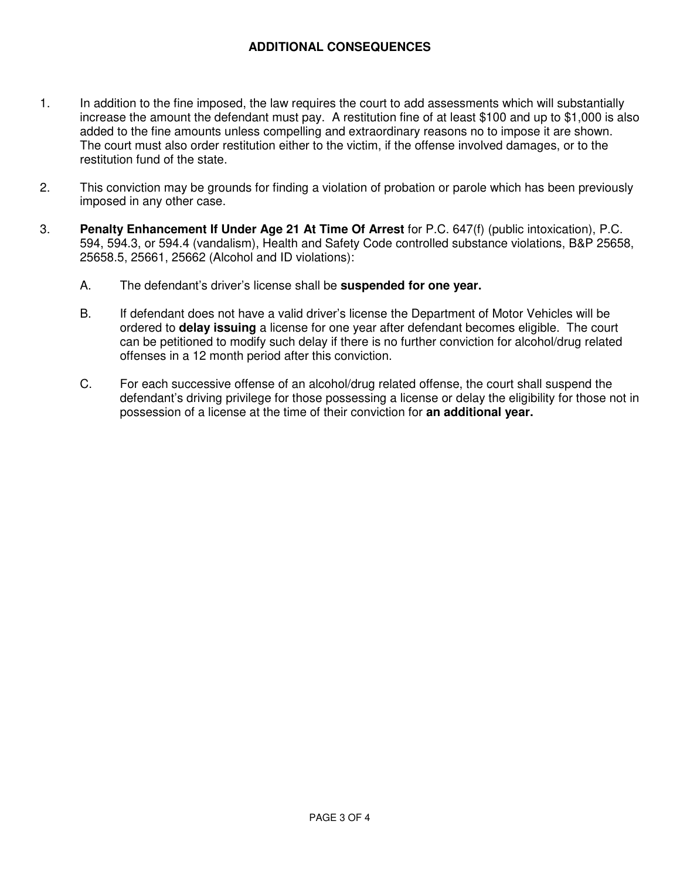## ADDITIONAL CONSEQUENCES

1. In addition to the fine imposed, the law requires the court to add assessments which will substantially increase the amount the defendant must pay. A restitution fine of at least $100 and up to $1,000 is also added to the fine amounts unless compelling and extraordinary reasons no to impose it are shown. The court must also order restitution either to the victim, if the offense involved damages, or to the restitution fund of the state.

2. This conviction may be grounds for finding a violation of probation or parole which has been previously imposed in any other case.

3. **Penalty Enhancement If Under Age 21 At Time Of Arrest** for P.C. 647(f) (public intoxication), P.C. 594, 594.3, or 594.4 (vandalism), Health and Safety Code controlled substance violations, B&P 25658, 25658.5, 25661, 25662 (Alcohol and ID violations):

   A. The defendant's driver's license shall be **suspended for one year.**

   B. If defendant does not have a valid driver's license the Department of Motor Vehicles will be ordered to **delay issuing** a license for one year after defendant becomes eligible. The court can be petitioned to modify such delay if there is no further conviction for alcohol/drug related offenses in a 12 month period after this conviction.

   C. For each successive offense of an alcohol/drug related offense, the court shall suspend the defendant's driving privilege for those possessing a license or delay the eligibility for those not in possession of a license at the time of their conviction for **an additional year.**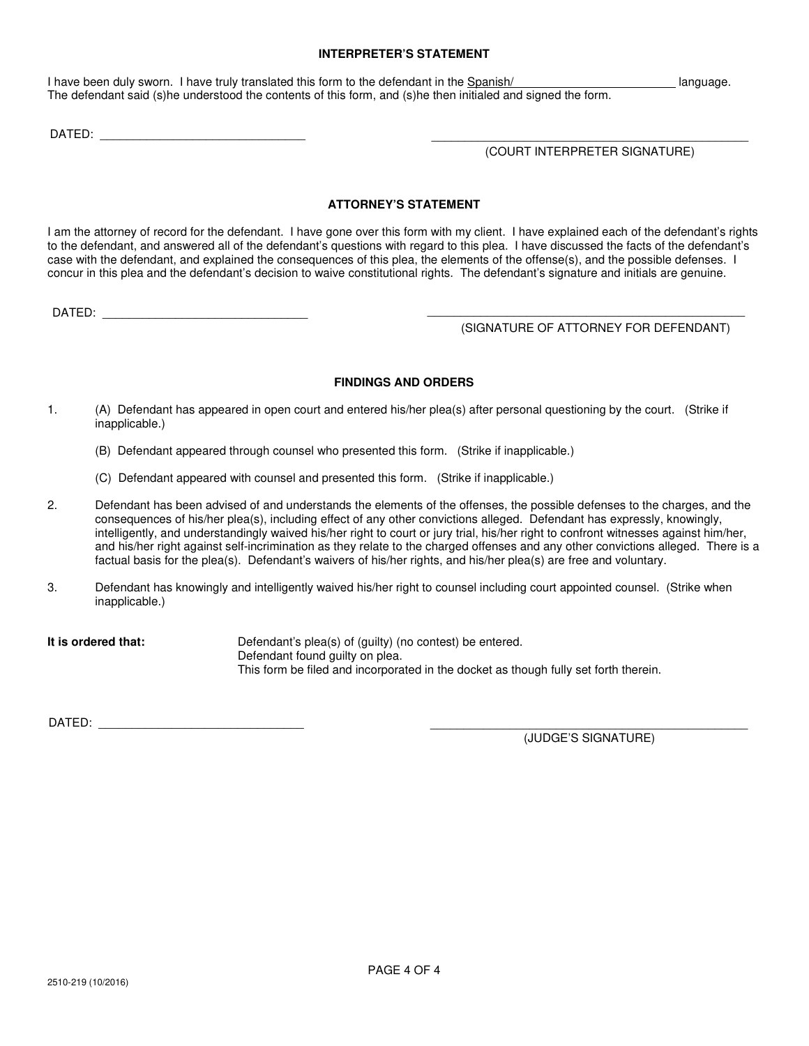### INTERPRETER'S STATEMENT

I have been duly sworn. I have truly translated this form to the defendant in the Spanish/________________________ language. The defendant said (s)he understood the contents of this form, and (s)he then initialed and signed the form.

DATED: ______________________________

_____________________________________________
(COURT INTERPRETER SIGNATURE)

### ATTORNEY'S STATEMENT

I am the attorney of record for the defendant. I have gone over this form with my client. I have explained each of the defendant's rights to the defendant, and answered all of the defendant's questions with regard to this plea. I have discussed the facts of the defendant's case with the defendant, and explained the consequences of this plea, the elements of the offense(s), and the possible defenses. I concur in this plea and the defendant's decision to waive constitutional rights. The defendant's signature and initials are genuine.

DATED: ______________________________

_____________________________________________
(SIGNATURE OF ATTORNEY FOR DEFENDANT)

### FINDINGS AND ORDERS

1. (A) Defendant has appeared in open court and entered his/her plea(s) after personal questioning by the court. (Strike if inapplicable.)

   (B) Defendant appeared through counsel who presented this form. (Strike if inapplicable.)

   (C) Defendant appeared with counsel and presented this form. (Strike if inapplicable.)

2. Defendant has been advised of and understands the elements of the offenses, the possible defenses to the charges, and the consequences of his/her plea(s), including effect of any other convictions alleged. Defendant has expressly, knowingly, intelligently, and understandingly waived his/her right to court or jury trial, his/her right to confront witnesses against him/her, and his/her right against self-incrimination as they relate to the charged offenses and any other convictions alleged. There is a factual basis for the plea(s). Defendant's waivers of his/her rights, and his/her plea(s) are free and voluntary.

3. Defendant has knowingly and intelligently waived his/her right to counsel including court appointed counsel. (Strike when inapplicable.)

**It is ordered that:**

Defendant's plea(s) of (guilty) (no contest) be entered.
Defendant found guilty on plea.
This form be filed and incorporated in the docket as though fully set forth therein.

DATED: ______________________________

_____________________________________________
(JUDGE'S SIGNATURE)

2510-219 (10/2016)